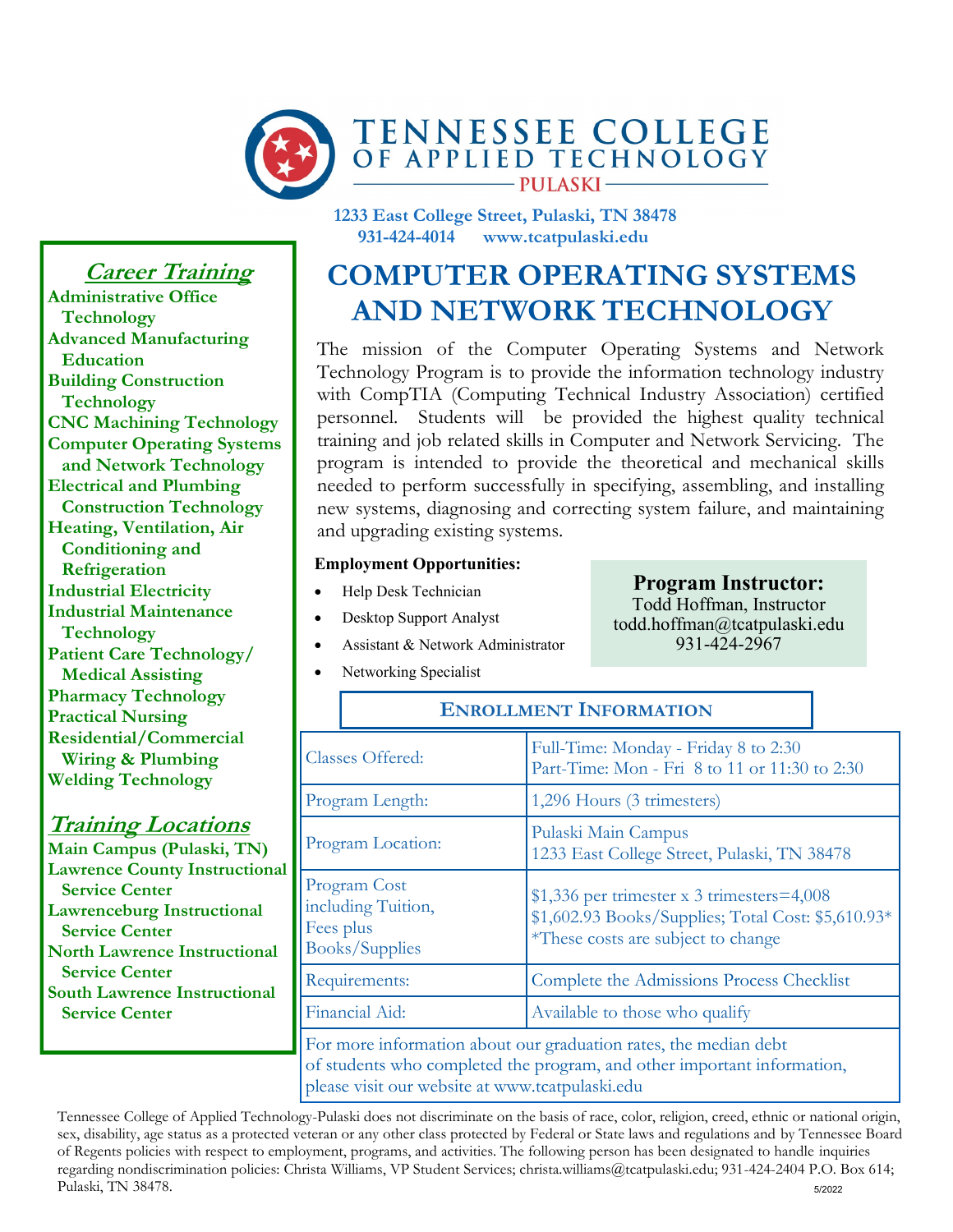# TENNESSEE COLLEGE OF APPLIED TECHNOLOGY
## PULASKI

**1233 East College Street, Pulaski, TN 38478**
**931-424-4014 www.tcatpulaski.edu**

## *Career Training*

**Administrative Office Technology**
**Advanced Manufacturing Education**
**Building Construction Technology**
**CNC Machining Technology**
**Computer Operating Systems and Network Technology**
**Electrical and Plumbing Construction Technology**
**Heating, Ventilation, Air Conditioning and Refrigeration**
**Industrial Electricity**
**Industrial Maintenance Technology**
**Patient Care Technology/ Medical Assisting**
**Pharmacy Technology**
**Practical Nursing**
**Residential/Commercial Wiring & Plumbing**
**Welding Technology**

## *Training Locations*

**Main Campus (Pulaski, TN)**
**Lawrence County Instructional Service Center**
**Lawrenceburg Instructional Service Center**
**North Lawrence Instructional Service Center**
**South Lawrence Instructional Service Center**

# COMPUTER OPERATING SYSTEMS AND NETWORK TECHNOLOGY

The mission of the Computer Operating Systems and Network Technology Program is to provide the information technology industry with CompTIA (Computing Technical Industry Association) certified personnel. Students will be provided the highest quality technical training and job related skills in Computer and Network Servicing. The program is intended to provide the theoretical and mechanical skills needed to perform successfully in specifying, assembling, and installing new systems, diagnosing and correcting system failure, and maintaining and upgrading existing systems.

**Employment Opportunities:**

- Help Desk Technician
- Desktop Support Analyst
- Assistant & Network Administrator
- Networking Specialist

**Program Instructor:**
Todd Hoffman, Instructor
todd.hoffman@tcatpulaski.edu
931-424-2967

## ENROLLMENT INFORMATION

| | |
|---|---|
| Classes Offered: | Full-Time: Monday - Friday 8 to 2:30<br>Part-Time: Mon - Fri 8 to 11 or 11:30 to 2:30 |
| Program Length: | 1,296 Hours (3 trimesters) |
| Program Location: | Pulaski Main Campus<br>1233 East College Street, Pulaski, TN 38478 |
| Program Cost including Tuition, Fees plus Books/Supplies | $1,336 per trimester x 3 trimesters=4,008<br>$1,602.93 Books/Supplies; Total Cost: $5,610.93*<br>*These costs are subject to change |
| Requirements: | Complete the Admissions Process Checklist |
| Financial Aid: | Available to those who qualify |

For more information about our graduation rates, the median debt of students who completed the program, and other important information, please visit our website at www.tcatpulaski.edu

Tennessee College of Applied Technology-Pulaski does not discriminate on the basis of race, color, religion, creed, ethnic or national origin, sex, disability, age status as a protected veteran or any other class protected by Federal or State laws and regulations and by Tennessee Board of Regents policies with respect to employment, programs, and activities. The following person has been designated to handle inquiries regarding nondiscrimination policies: Christa Williams, VP Student Services; christa.williams@tcatpulaski.edu; 931-424-2404 P.O. Box 614; Pulaski, TN 38478.

5/2022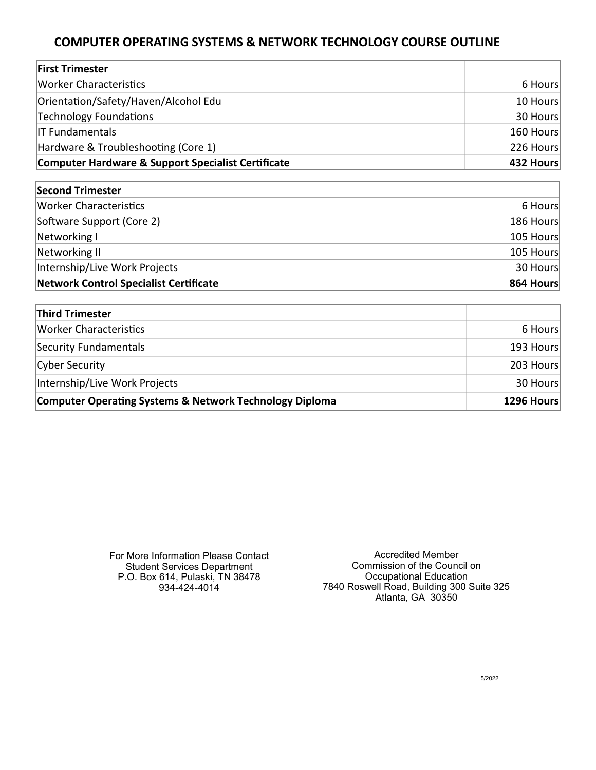## COMPUTER OPERATING SYSTEMS & NETWORK TECHNOLOGY COURSE OUTLINE

| **First Trimester** | |
|---|---|
| Worker Characteristics | 6 Hours |
| Orientation/Safety/Haven/Alcohol Edu | 10 Hours |
| Technology Foundations | 30 Hours |
| IT Fundamentals | 160 Hours |
| Hardware & Troubleshooting (Core 1) | 226 Hours |
| **Computer Hardware & Support Specialist Certificate** | **432 Hours** |

| **Second Trimester** | |
|---|---|
| Worker Characteristics | 6 Hours |
| Software Support (Core 2) | 186 Hours |
| Networking I | 105 Hours |
| Networking II | 105 Hours |
| Internship/Live Work Projects | 30 Hours |
| **Network Control Specialist Certificate** | **864 Hours** |

| **Third Trimester** | |
|---|---|
| Worker Characteristics | 6 Hours |
| Security Fundamentals | 193 Hours |
| Cyber Security | 203 Hours |
| Internship/Live Work Projects | 30 Hours |
| **Computer Operating Systems & Network Technology Diploma** | **1296 Hours** |

For More Information Please Contact
Student Services Department
P.O. Box 614, Pulaski, TN 38478
934-424-4014

Accredited Member
Commission of the Council on
Occupational Education
7840 Roswell Road, Building 300 Suite 325
Atlanta, GA 30350

5/2022